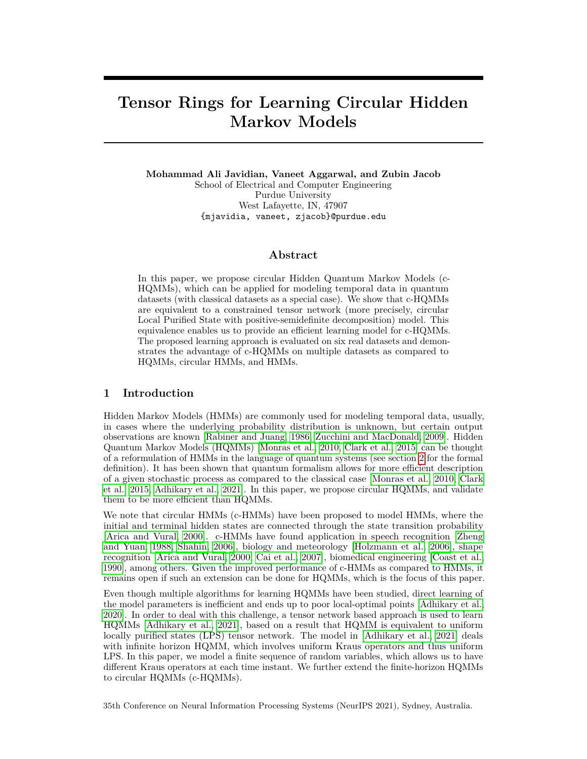# Tensor Rings for Learning Circular Hidden Markov Models

**Mohammad Ali Javidian, Vaneet Aggarwal, and Zubin Jacob**
School of Electrical and Computer Engineering
Purdue University
West Lafayette, IN, 47907
{mjavidia, vaneet, zjacob}@purdue.edu

## Abstract

In this paper, we propose circular Hidden Quantum Markov Models (c-HQMMs), which can be applied for modeling temporal data in quantum datasets (with classical datasets as a special case). We show that c-HQMMs are equivalent to a constrained tensor network (more precisely, circular Local Purified State with positive-semidefinite decomposition) model. This equivalence enables us to provide an efficient learning model for c-HQMMs. The proposed learning approach is evaluated on six real datasets and demonstrates the advantage of c-HQMMs on multiple datasets as compared to HQMMs, circular HMMs, and HMMs.

## 1 Introduction

Hidden Markov Models (HMMs) are commonly used for modeling temporal data, usually, in cases where the underlying probability distribution is unknown, but certain output observations are known [Rabiner and Juang, 1986, Zucchini and MacDonald, 2009]. Hidden Quantum Markov Models (HQMMs) [Monras et al., 2010, Clark et al., 2015] can be thought of a reformulation of HMMs in the language of quantum systems (see section 2 for the formal definition). It has been shown that quantum formalism allows for more efficient description of a given stochastic process as compared to the classical case [Monras et al., 2010, Clark et al., 2015, Adhikary et al., 2021]. In this paper, we propose circular HQMMs, and validate them to be more efficient than HQMMs.

We note that circular HMMs (c-HMMs) have been proposed to model HMMs, where the initial and terminal hidden states are connected through the state transition probability [Arica and Vural, 2000]. c-HMMs have found application in speech recognition [Zheng and Yuan, 1988, Shahin, 2006], biology and meteorology [Holzmann et al., 2006], shape recognition [Arica and Vural, 2000, Cai et al., 2007], biomedical engineering [Coast et al., 1990], among others. Given the improved performance of c-HMMs as compared to HMMs, it remains open if such an extension can be done for HQMMs, which is the focus of this paper.

Even though multiple algorithms for learning HQMMs have been studied, direct learning of the model parameters is inefficient and ends up to poor local-optimal points [Adhikary et al., 2020]. In order to deal with this challenge, a tensor network based approach is used to learn HQMMs [Adhikary et al., 2021], based on a result that HQMM is equivalent to uniform locally purified states (LPS) tensor network. The model in [Adhikary et al., 2021] deals with infinite horizon HQMM, which involves uniform Kraus operators and thus uniform LPS. In this paper, we model a finite sequence of random variables, which allows us to have different Kraus operators at each time instant. We further extend the finite-horizon HQMMs to circular HQMMs (c-HQMMs).

35th Conference on Neural Information Processing Systems (NeurIPS 2021), Sydney, Australia.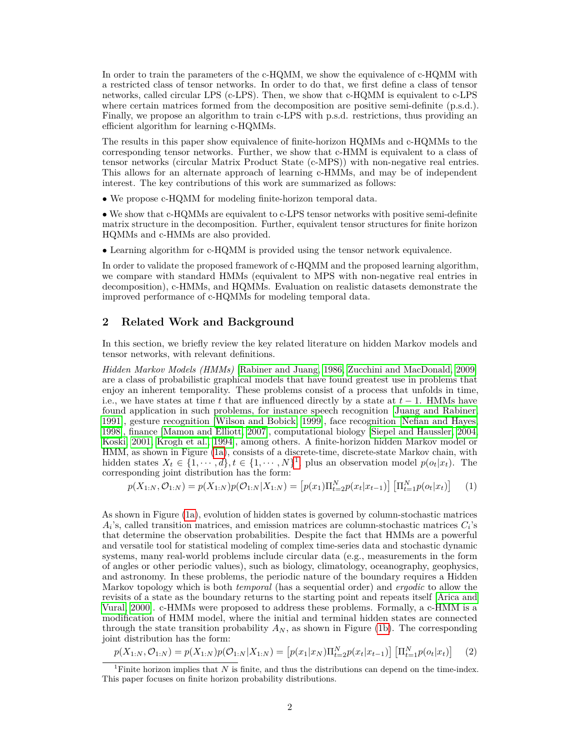In order to train the parameters of the c-HQMM, we show the equivalence of c-HQMM with a restricted class of tensor networks. In order to do that, we first define a class of tensor networks, called circular LPS (c-LPS). Then, we show that c-HQMM is equivalent to c-LPS where certain matrices formed from the decomposition are positive semi-definite (p.s.d.). Finally, we propose an algorithm to train c-LPS with p.s.d. restrictions, thus providing an efficient algorithm for learning c-HQMMs.

The results in this paper show equivalence of finite-horizon HQMMs and c-HQMMs to the corresponding tensor networks. Further, we show that c-HMM is equivalent to a class of tensor networks (circular Matrix Product State (c-MPS)) with non-negative real entries. This allows for an alternate approach of learning c-HMMs, and may be of independent interest. The key contributions of this work are summarized as follows:

• We propose c-HQMM for modeling finite-horizon temporal data.

• We show that c-HQMMs are equivalent to c-LPS tensor networks with positive semi-definite matrix structure in the decomposition. Further, equivalent tensor structures for finite horizon HQMMs and c-HMMs are also provided.

• Learning algorithm for c-HQMM is provided using the tensor network equivalence.

In order to validate the proposed framework of c-HQMM and the proposed learning algorithm, we compare with standard HMMs (equivalent to MPS with non-negative real entries in decomposition), c-HMMs, and HQMMs. Evaluation on realistic datasets demonstrate the improved performance of c-HQMMs for modeling temporal data.

## 2 Related Work and Background

In this section, we briefly review the key related literature on hidden Markov models and tensor networks, with relevant definitions.

*Hidden Markov Models (HMMs)* [Rabiner and Juang, 1986, Zucchini and MacDonald, 2009] are a class of probabilistic graphical models that have found greatest use in problems that enjoy an inherent temporality. These problems consist of a process that unfolds in time, i.e., we have states at time $t$ that are influenced directly by a state at $t-1$. HMMs have found application in such problems, for instance speech recognition [Juang and Rabiner, 1991], gesture recognition [Wilson and Bobick, 1999], face recognition [Nefian and Hayes, 1998], finance [Mamon and Elliott, 2007], computational biology [Siepel and Haussler, 2004, Koski, 2001, Krogh et al., 1994], among others. A finite-horizon hidden Markov model or HMM, as shown in Figure (1a), consists of a discrete-time, discrete-state Markov chain, with hidden states $X_t \in \{1, \cdots, d\}, t \in \{1, \cdots, N\}$[1], plus an observation model $p(o_t|x_t)$. The corresponding joint distribution has the form:

$$p(X_{1:N}, \mathcal{O}_{1:N}) = p(X_{1:N})p(\mathcal{O}_{1:N}|X_{1:N}) = \left[p(x_1)\Pi_{t=2}^{N} p(x_t|x_{t-1})\right]\left[\Pi_{t=1}^{N} p(o_t|x_t)\right] \quad (1)$$

As shown in Figure (1a), evolution of hidden states is governed by column-stochastic matrices $A_i$'s, called transition matrices, and emission matrices are column-stochastic matrices $C_i$'s that determine the observation probabilities. Despite the fact that HMMs are a powerful and versatile tool for statistical modeling of complex time-series data and stochastic dynamic systems, many real-world problems include circular data (e.g., measurements in the form of angles or other periodic values), such as biology, climatology, oceanography, geophysics, and astronomy. In these problems, the periodic nature of the boundary requires a Hidden Markov topology which is both *temporal* (has a sequential order) and *ergodic* to allow the revisits of a state as the boundary returns to the starting point and repeats itself [Arica and Vural, 2000]. c-HMMs were proposed to address these problems. Formally, a c-HMM is a modification of HMM model, where the initial and terminal hidden states are connected through the state transition probability $A_N$, as shown in Figure (1b). The corresponding joint distribution has the form:

$$p(X_{1:N}, \mathcal{O}_{1:N}) = p(X_{1:N})p(\mathcal{O}_{1:N}|X_{1:N}) = \left[p(x_1|x_N)\Pi_{t=2}^{N} p(x_t|x_{t-1})\right]\left[\Pi_{t=1}^{N} p(o_t|x_t)\right] \quad (2)$$

[1] Finite horizon implies that $N$ is finite, and thus the distributions can depend on the time-index. This paper focuses on finite horizon probability distributions.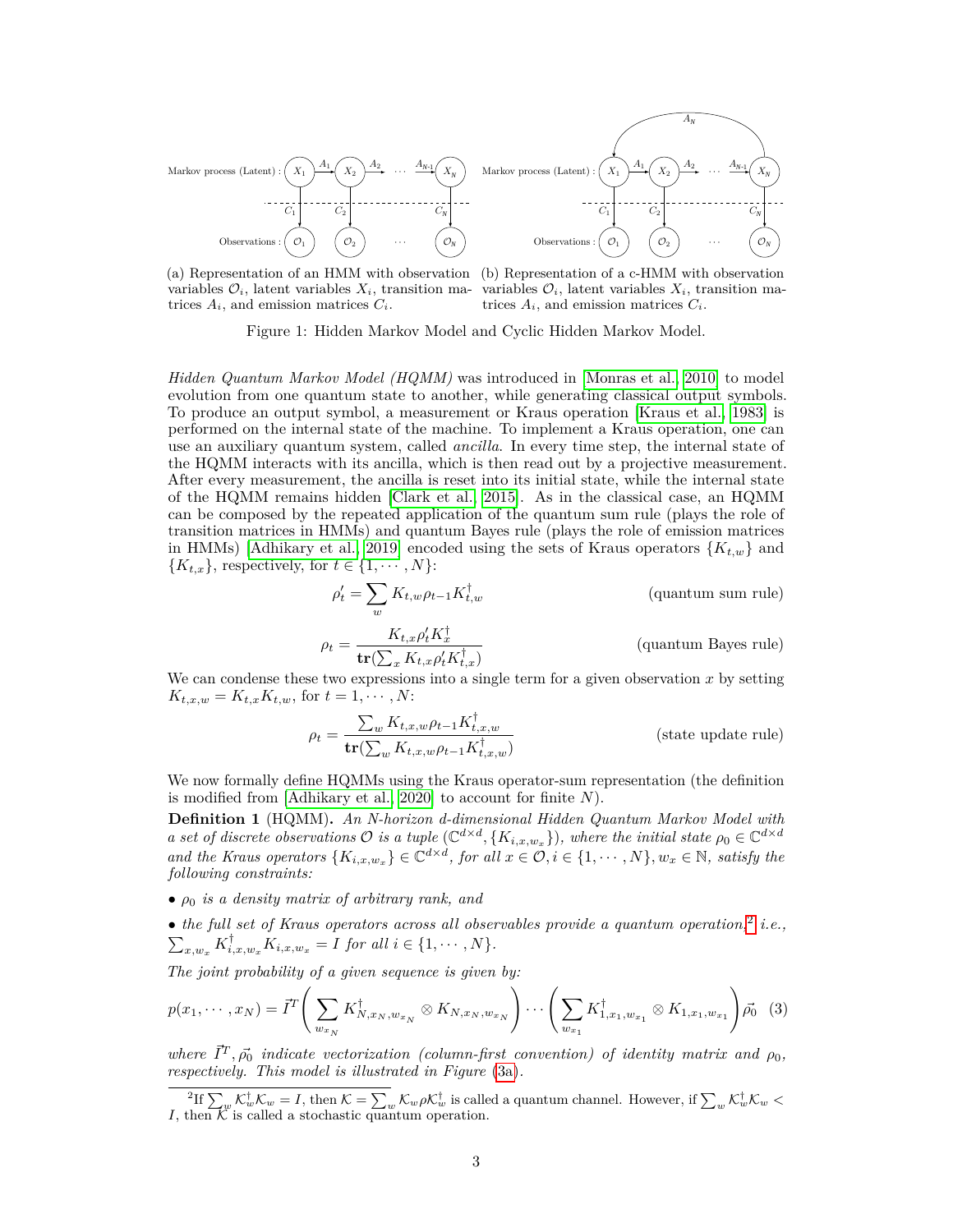Markov process (Latent) : $X_1 \xrightarrow{A_1} X_2 \xrightarrow{A_2} \cdots \xrightarrow{A_{N-1}} X_N$

(a) Representation of an HMM with observation variables $\mathcal{O}_i$, latent variables $X_i$, transition matrices $A_i$, and emission matrices $C_i$.

(b) Representation of a c-HMM with observation variables $\mathcal{O}_i$, latent variables $X_i$, transition matrices $A_i$, and emission matrices $C_i$.

Figure 1: Hidden Markov Model and Cyclic Hidden Markov Model.

*Hidden Quantum Markov Model (HQMM)* was introduced in [Monras et al., 2010] to model evolution from one quantum state to another, while generating classical output symbols. To produce an output symbol, a measurement or Kraus operation [Kraus et al., 1983] is performed on the internal state of the machine. To implement a Kraus operation, one can use an auxiliary quantum system, called *ancilla*. In every time step, the internal state of the HQMM interacts with its ancilla, which is then read out by a projective measurement. After every measurement, the ancilla is reset into its initial state, while the internal state of the HQMM remains hidden [Clark et al., 2015]. As in the classical case, an HQMM can be composed by the repeated application of the quantum sum rule (plays the role of transition matrices in HMMs) and quantum Bayes rule (plays the role of emission matrices in HMMs) [Adhikary et al., 2019] encoded using the sets of Kraus operators $\{K_{t,w}\}$ and $\{K_{t,x}\}$, respectively, for $t \in \{1, \cdots, N\}$:

$$\rho'_t = \sum_w K_{t,w} \rho_{t-1} K_{t,w}^\dagger \qquad \text{(quantum sum rule)}$$

$$\rho_t = \frac{K_{t,x} \rho'_t K_x^\dagger}{\mathbf{tr}(\sum_x K_{t,x} \rho'_t K_{t,x}^\dagger)} \qquad \text{(quantum Bayes rule)}$$

We can condense these two expressions into a single term for a given observation $x$ by setting $K_{t,x,w} = K_{t,x} K_{t,w}$, for $t = 1, \cdots, N$:

$$\rho_t = \frac{\sum_w K_{t,x,w} \rho_{t-1} K_{t,x,w}^\dagger}{\mathbf{tr}(\sum_w K_{t,x,w} \rho_{t-1} K_{t,x,w}^\dagger)} \qquad \text{(state update rule)}$$

We now formally define HQMMs using the Kraus operator-sum representation (the definition is modified from [Adhikary et al., 2020] to account for finite $N$).

**Definition 1** (HQMM)**.** *An $N$-horizon $d$-dimensional Hidden Quantum Markov Model with a set of discrete observations $\mathcal{O}$ is a tuple $(\mathbb{C}^{d \times d}, \{K_{i,x,w_x}\})$, where the initial state $\rho_0 \in \mathbb{C}^{d \times d}$ and the Kraus operators $\{K_{i,x,w_x}\} \in \mathbb{C}^{d \times d}$, for all $x \in \mathcal{O}, i \in \{1, \cdots, N\}, w_x \in \mathbb{N}$, satisfy the following constraints:*

- *$\rho_0$ is a density matrix of arbitrary rank, and*
- *the full set of Kraus operators across all observables provide a quantum operation,[2] i.e., $\sum_{x,w_x} K_{i,x,w_x}^\dagger K_{i,x,w_x} = I$ for all $i \in \{1, \cdots, N\}$.*

*The joint probability of a given sequence is given by:*

$$p(x_1, \cdots, x_N) = \vec{I}^T \left( \sum_{w_{x_N}} K_{N,x_N,w_{x_N}}^\dagger \otimes K_{N,x_N,w_{x_N}} \right) \cdots \left( \sum_{w_{x_1}} K_{1,x_1,w_{x_1}}^\dagger \otimes K_{1,x_1,w_{x_1}} \right) \vec{\rho_0} \quad (3)$$

*where $\vec{I}^T, \vec{\rho_0}$ indicate vectorization (column-first convention) of identity matrix and $\rho_0$, respectively. This model is illustrated in Figure (3a).*

[2] If $\sum_w \mathcal{K}_w^\dagger \mathcal{K}_w = I$, then $\mathcal{K} = \sum_w \mathcal{K}_w \rho \mathcal{K}_w^\dagger$ is called a quantum channel. However, if $\sum_w \mathcal{K}_w^\dagger \mathcal{K}_w < I$, then $\mathcal{K}$ is called a stochastic quantum operation.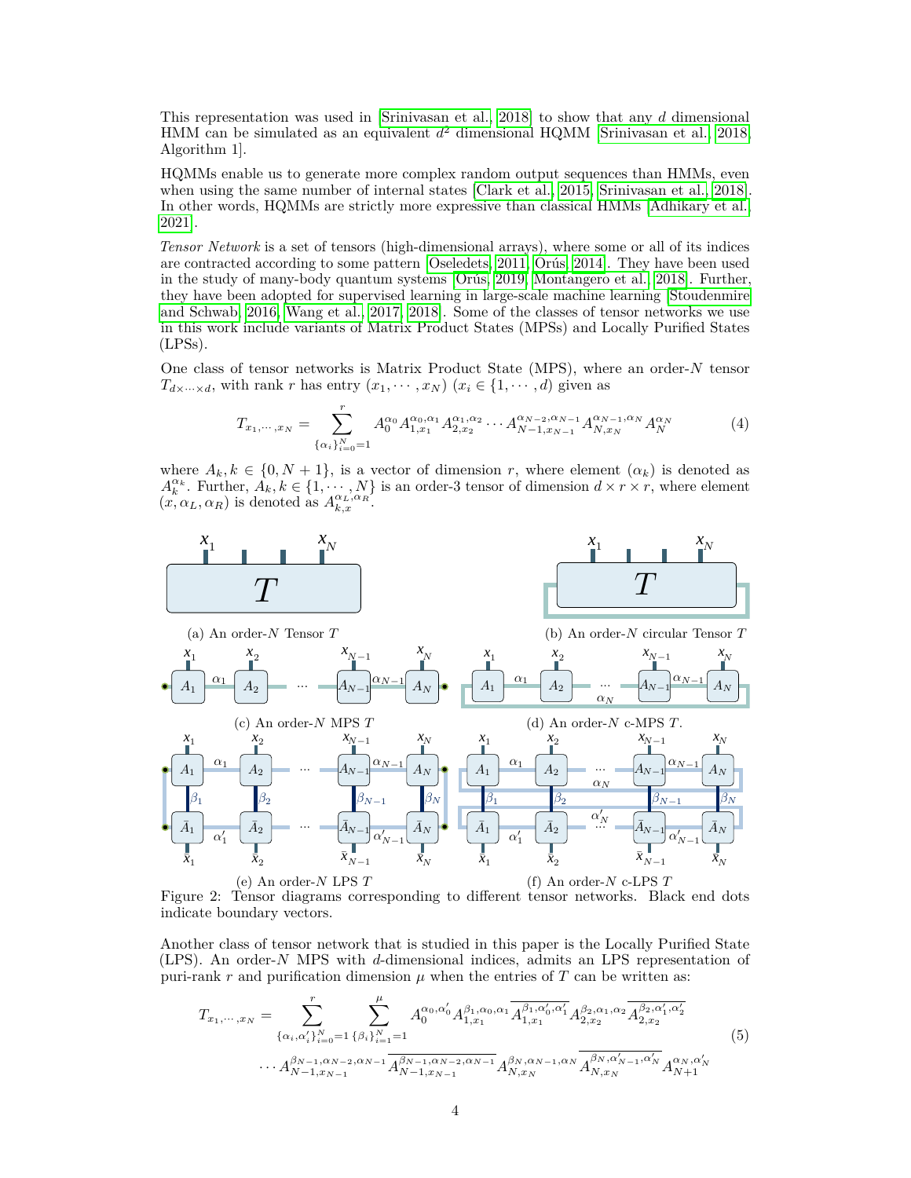This representation was used in [Srinivasan et al., 2018] to show that any $d$ dimensional HMM can be simulated as an equivalent $d^2$ dimensional HQMM [Srinivasan et al., 2018, Algorithm 1].

HQMMs enable us to generate more complex random output sequences than HMMs, even when using the same number of internal states [Clark et al., 2015, Srinivasan et al., 2018]. In other words, HQMMs are strictly more expressive than classical HMMs [Adhikary et al., 2021].

*Tensor Network* is a set of tensors (high-dimensional arrays), where some or all of its indices are contracted according to some pattern [Oseledets, 2011, Orús, 2014]. They have been used in the study of many-body quantum systems [Orús, 2019, Montangero et al., 2018]. Further, they have been adopted for supervised learning in large-scale machine learning [Stoudenmire and Schwab, 2016, Wang et al., 2017, 2018]. Some of the classes of tensor networks we use in this work include variants of Matrix Product States (MPSs) and Locally Purified States (LPSs).

One class of tensor networks is Matrix Product State (MPS), where an order-$N$ tensor $T_{d\times\cdots\times d}$, with rank $r$ has entry $(x_1, \cdots, x_N)$ ($x_i \in \{1, \cdots, d\}$) given as

$$T_{x_1,\cdots,x_N} = \sum_{\{\alpha_i\}_{i=0}^{N}=1}^{r} A_0^{\alpha_0} A_{1,x_1}^{\alpha_0,\alpha_1} A_{2,x_2}^{\alpha_1,\alpha_2} \cdots A_{N-1,x_{N-1}}^{\alpha_{N-2},\alpha_{N-1}} A_{N,x_N}^{\alpha_{N-1},\alpha_N} A_N^{\alpha_N} \tag{4}$$

where $A_k, k \in \{0, N+1\}$, is a vector of dimension $r$, where element $(\alpha_k)$ is denoted as $A_k^{\alpha_k}$. Further, $A_k, k \in \{1, \cdots, N\}$ is an order-3 tensor of dimension $d \times r \times r$, where element $(x, \alpha_L, \alpha_R)$ is denoted as $A_{k,x}^{\alpha_L,\alpha_R}$.

(a) An order-$N$ Tensor $T$

(b) An order-$N$ circular Tensor $T$

(c) An order-$N$ MPS $T$

(d) An order-$N$ c-MPS $T$.

(e) An order-$N$ LPS $T$

(f) An order-$N$ c-LPS $T$

Figure 2: Tensor diagrams corresponding to different tensor networks. Black end dots indicate boundary vectors.

Another class of tensor network that is studied in this paper is the Locally Purified State (LPS). An order-$N$ MPS with $d$-dimensional indices, admits an LPS representation of puri-rank $r$ and purification dimension $\mu$ when the entries of $T$ can be written as:

$$\begin{aligned} T_{x_1,\cdots,x_N} = \sum_{\{\alpha_i,\alpha_i'\}_{i=0}^{N}=1}^{r} \sum_{\{\beta_i\}_{i=1}^{N}=1}^{\mu} & A_0^{\alpha_0,\alpha_0'} A_{1,x_1}^{\beta_1,\alpha_0,\alpha_1} \overline{A_{1,x_1}^{\beta_1,\alpha_0',\alpha_1'}} A_{2,x_2}^{\beta_2,\alpha_1,\alpha_2} \overline{A_{2,x_2}^{\beta_2,\alpha_1',\alpha_2'}} \\ & \cdots A_{N-1,x_{N-1}}^{\beta_{N-1},\alpha_{N-2},\alpha_{N-1}} \overline{A_{N-1,x_{N-1}}^{\beta_{N-1},\alpha_{N-2},\alpha_{N-1}}} A_{N,x_N}^{\beta_N,\alpha_{N-1},\alpha_N} \overline{A_{N,x_N}^{\beta_N,\alpha_{N-1}',\alpha_N'}} A_{N+1}^{\alpha_N,\alpha_N'} \end{aligned} \tag{5}$$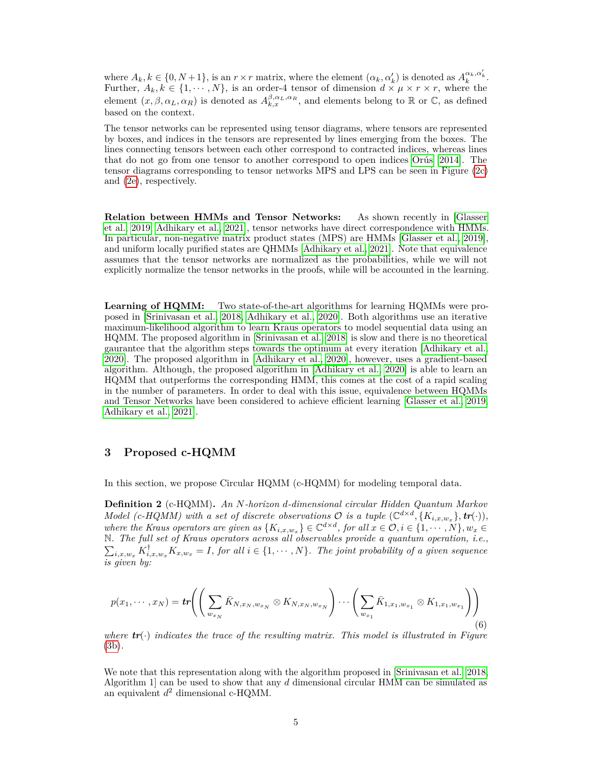where $A_k, k \in \{0, N+1\}$, is an $r \times r$ matrix, where the element $(\alpha_k, \alpha_k')$ is denoted as $A_k^{\alpha_k, \alpha_k'}$. Further, $A_k, k \in \{1, \cdots, N\}$, is an order-4 tensor of dimension $d \times \mu \times r \times r$, where the element $(x, \beta, \alpha_L, \alpha_R)$ is denoted as $A_{k,x}^{\beta, \alpha_L, \alpha_R}$, and elements belong to $\mathbb{R}$ or $\mathbb{C}$, as defined based on the context.

The tensor networks can be represented using tensor diagrams, where tensors are represented by boxes, and indices in the tensors are represented by lines emerging from the boxes. The lines connecting tensors between each other correspond to contracted indices, whereas lines that do not go from one tensor to another correspond to open indices [Orús, 2014]. The tensor diagrams corresponding to tensor networks MPS and LPS can be seen in Figure (2c) and (2e), respectively.

**Relation between HMMs and Tensor Networks:** As shown recently in [Glasser et al., 2019, Adhikary et al., 2021], tensor networks have direct correspondence with HMMs. In particular, non-negative matrix product states (MPS) are HMMs [Glasser et al., 2019], and uniform locally purified states are QHMMs [Adhikary et al., 2021]. Note that equivalence assumes that the tensor networks are normalized as the probabilities, while we will not explicitly normalize the tensor networks in the proofs, while will be accounted in the learning.

**Learning of HQMM:** Two state-of-the-art algorithms for learning HQMMs were proposed in [Srinivasan et al., 2018, Adhikary et al., 2020]. Both algorithms use an iterative maximum-likelihood algorithm to learn Kraus operators to model sequential data using an HQMM. The proposed algorithm in [Srinivasan et al., 2018] is slow and there is no theoretical gaurantee that the algorithm steps towards the optimum at every iteration [Adhikary et al., 2020]. The proposed algorithm in [Adhikary et al., 2020], however, uses a gradient-based algorithm. Although, the proposed algorithm in [Adhikary et al., 2020] is able to learn an HQMM that outperforms the corresponding HMM, this comes at the cost of a rapid scaling in the number of parameters. In order to deal with this issue, equivalence between HQMMs and Tensor Networks have been considered to achieve efficient learning [Glasser et al., 2019, Adhikary et al., 2021].

## 3 Proposed c-HQMM

In this section, we propose Circular HQMM (c-HQMM) for modeling temporal data.

**Definition 2** (c-HQMM)**.** *An $N$-horizon $d$-dimensional circular Hidden Quantum Markov Model (c-HQMM) with a set of discrete observations $\mathcal{O}$ is a tuple $(\mathbb{C}^{d\times d}, \{K_{i,x,w_x}\}, \boldsymbol{tr}(\cdot))$, where the Kraus operators are given as $\{K_{i,x,w_x}\} \in \mathbb{C}^{d\times d}$, for all $x \in \mathcal{O}, i \in \{1, \cdots, N\}, w_x \in \mathbb{N}$. The full set of Kraus operators across all observables provide a quantum operation, i.e., $\sum_{i,x,w_x} K_{i,x,w_x}^\dagger K_{x,w_x} = I$, for all $i \in \{1, \cdots, N\}$. The joint probability of a given sequence is given by:*

$$p(x_1, \cdots, x_N) = \boldsymbol{tr}\left(\left(\sum_{w_{x_N}} \bar{K}_{N,x_N,w_{x_N}} \otimes K_{N,x_N,w_{x_N}}\right) \cdots \left(\sum_{w_{x_1}} \bar{K}_{1,x_1,w_{x_1}} \otimes K_{1,x_1,w_{x_1}}\right)\right) \tag{6}$$

*where $\boldsymbol{tr}(\cdot)$ indicates the trace of the resulting matrix. This model is illustrated in Figure (3b).*

We note that this representation along with the algorithm proposed in [Srinivasan et al., 2018, Algorithm 1] can be used to show that any $d$ dimensional circular HMM can be simulated as an equivalent $d^2$ dimensional c-HQMM.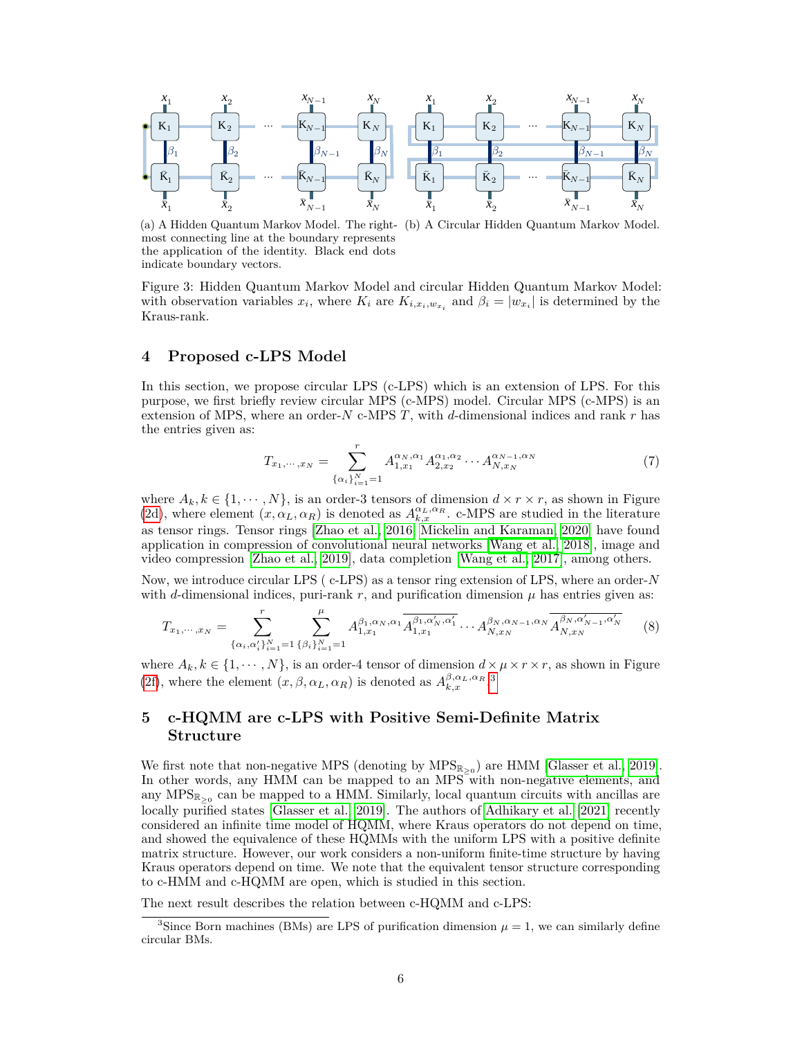(a) A Hidden Quantum Markov Model. The rightmost connecting line at the boundary represents the application of the identity. Black end dots indicate boundary vectors.

(b) A Circular Hidden Quantum Markov Model.

Figure 3: Hidden Quantum Markov Model and circular Hidden Quantum Markov Model: with observation variables $x_i$, where $K_i$ are $K_{i,x_i,w_{x_i}}$ and $\beta_i = |w_{x_i}|$ is determined by the Kraus-rank.

## 4 Proposed c-LPS Model

In this section, we propose circular LPS (c-LPS) which is an extension of LPS. For this purpose, we first briefly review circular MPS (c-MPS) model. Circular MPS (c-MPS) is an extension of MPS, where an order-$N$ c-MPS $T$, with $d$-dimensional indices and rank $r$ has the entries given as:

$$T_{x_1,\cdots,x_N} = \sum_{\{\alpha_i\}_{i=1}^{N}=1}^{r} A_{1,x_1}^{\alpha_N,\alpha_1} A_{2,x_2}^{\alpha_1,\alpha_2} \cdots A_{N,x_N}^{\alpha_{N-1},\alpha_N} \tag{7}$$

where $A_k, k \in \{1,\cdots,N\}$, is an order-3 tensors of dimension $d \times r \times r$, as shown in Figure (2d), where element $(x, \alpha_L, \alpha_R)$ is denoted as $A_{k,x}^{\alpha_L,\alpha_R}$. c-MPS are studied in the literature as tensor rings. Tensor rings [Zhao et al., 2016, Mickelin and Karaman, 2020] have found application in compression of convolutional neural networks [Wang et al., 2018], image and video compression [Zhao et al., 2019], data completion [Wang et al., 2017], among others.

Now, we introduce circular LPS ( c-LPS) as a tensor ring extension of LPS, where an order-$N$ with $d$-dimensional indices, puri-rank $r$, and purification dimension $\mu$ has entries given as:

$$T_{x_1,\cdots,x_N} = \sum_{\{\alpha_i,\alpha_i'\}_{i=1}^{N}=1}^{r} \sum_{\{\beta_i\}_{i=1}^{N}=1}^{\mu} A_{1,x_1}^{\beta_1,\alpha_N,\alpha_1} \overline{A_{1,x_1}^{\beta_1,\alpha_N',\alpha_1'}} \cdots A_{N,x_N}^{\beta_N,\alpha_{N-1},\alpha_N} \overline{A_{N,x_N}^{\beta_N,\alpha_{N-1}',\alpha_N'}} \tag{8}$$

where $A_k, k \in \{1,\cdots,N\}$, is an order-4 tensor of dimension $d \times \mu \times r \times r$, as shown in Figure (2f), where the element $(x, \beta, \alpha_L, \alpha_R)$ is denoted as $A_{k,x}^{\beta,\alpha_L,\alpha_R}$.[3]

## 5 c-HQMM are c-LPS with Positive Semi-Definite Matrix Structure

We first note that non-negative MPS (denoting by $\text{MPS}_{\mathbb{R}_{\geq 0}}$) are HMM [Glasser et al., 2019]. In other words, any HMM can be mapped to an MPS with non-negative elements, and any $\text{MPS}_{\mathbb{R}_{\geq 0}}$ can be mapped to a HMM. Similarly, local quantum circuits with ancillas are locally purified states [Glasser et al., 2019]. The authors of Adhikary et al. [2021] recently considered an infinite time model of HQMM, where Kraus operators do not depend on time, and showed the equivalence of these HQMMs with the uniform LPS with a positive definite matrix structure. However, our work considers a non-uniform finite-time structure by having Kraus operators depend on time. We note that the equivalent tensor structure corresponding to c-HMM and c-HQMM are open, which is studied in this section.

The next result describes the relation between c-HQMM and c-LPS:

[3] Since Born machines (BMs) are LPS of purification dimension $\mu = 1$, we can similarly define circular BMs.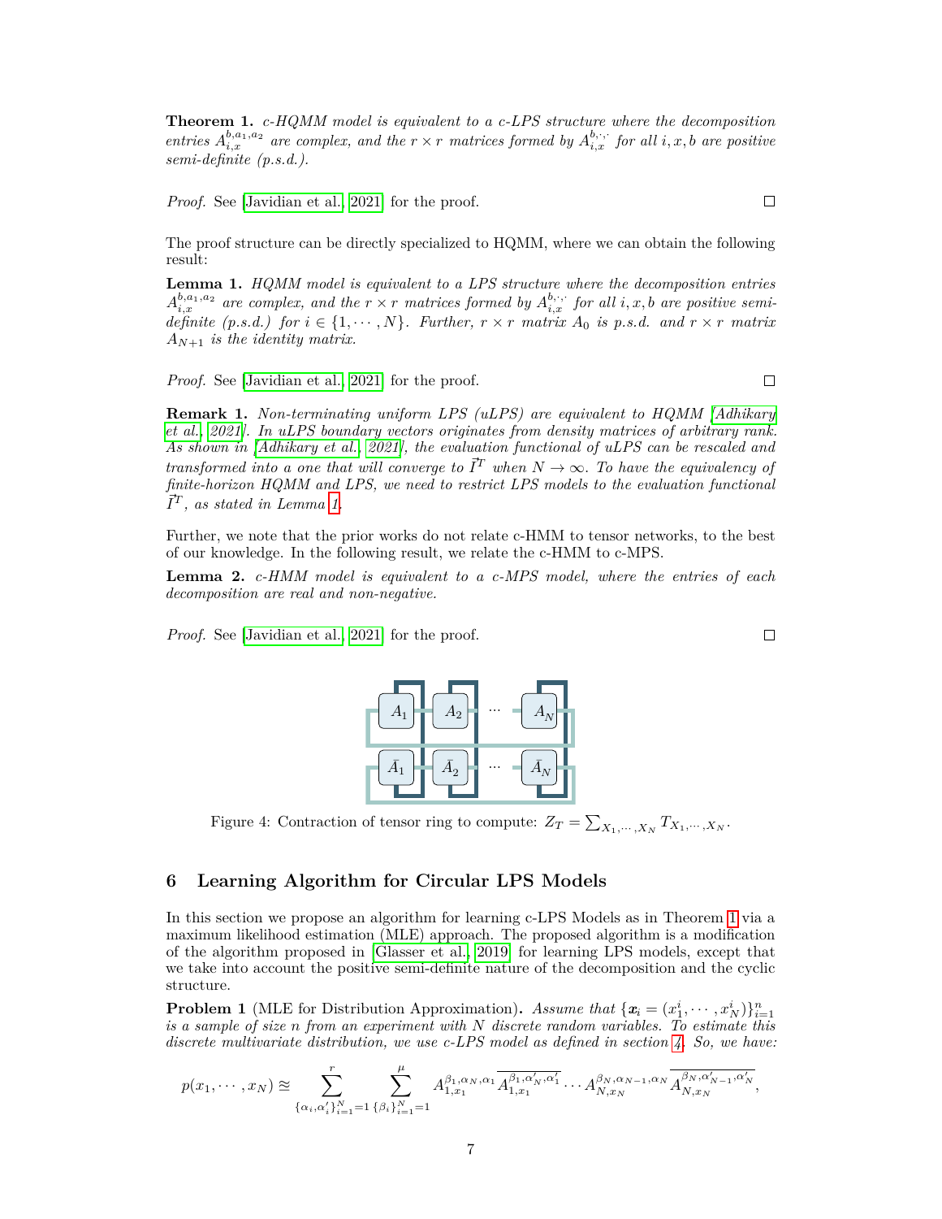**Theorem 1.** *c-HQMM model is equivalent to a c-LPS structure where the decomposition entries $A_{i,x}^{b,a_1,a_2}$ are complex, and the $r \times r$ matrices formed by $A_{i,x}^{b,\cdot,\cdot}$ for all $i, x, b$ are positive semi-definite (p.s.d.).*

*Proof.* See [Javidian et al., 2021] for the proof. □

The proof structure can be directly specialized to HQMM, where we can obtain the following result:

**Lemma 1.** *HQMM model is equivalent to a LPS structure where the decomposition entries $A_{i,x}^{b,a_1,a_2}$ are complex, and the $r \times r$ matrices formed by $A_{i,x}^{b,\cdot,\cdot}$ for all $i, x, b$ are positive semi-definite (p.s.d.) for $i \in \{1, \cdots, N\}$. Further, $r \times r$ matrix $A_0$ is p.s.d. and $r \times r$ matrix $A_{N+1}$ is the identity matrix.*

*Proof.* See [Javidian et al., 2021] for the proof. □

**Remark 1.** *Non-terminating uniform LPS (uLPS) are equivalent to HQMM [Adhikary et al., 2021]. In uLPS boundary vectors originates from density matrices of arbitrary rank. As shown in [Adhikary et al., 2021], the evaluation functional of uLPS can be rescaled and transformed into a one that will converge to $\vec{I}^T$ when $N \to \infty$. To have the equivalency of finite-horizon HQMM and LPS, we need to restrict LPS models to the evaluation functional $\vec{I}^T$, as stated in Lemma 1.*

Further, we note that the prior works do not relate c-HMM to tensor networks, to the best of our knowledge. In the following result, we relate the c-HMM to c-MPS.

**Lemma 2.** *c-HMM model is equivalent to a c-MPS model, where the entries of each decomposition are real and non-negative.*

*Proof.* See [Javidian et al., 2021] for the proof. □

Figure 4: Contraction of tensor ring to compute: $Z_T = \sum_{X_1,\cdots,X_N} T_{X_1,\cdots,X_N}$.

## 6 Learning Algorithm for Circular LPS Models

In this section we propose an algorithm for learning c-LPS Models as in Theorem 1 via a maximum likelihood estimation (MLE) approach. The proposed algorithm is a modification of the algorithm proposed in [Glasser et al., 2019] for learning LPS models, except that we take into account the positive semi-definite nature of the decomposition and the cyclic structure.

**Problem 1** (MLE for Distribution Approximation)**.** *Assume that $\{\boldsymbol{x}_i = (x_1^i, \cdots, x_N^i)\}_{i=1}^n$ is a sample of size n from an experiment with N discrete random variables. To estimate this discrete multivariate distribution, we use c-LPS model as defined in section 4. So, we have:*

$$p(x_1, \cdots, x_N) \approxeq \sum_{\{\alpha_i,\alpha'_i\}_{i=1}^N=1}^{r} \sum_{\{\beta_i\}_{i=1}^N=1}^{\mu} A_{1,x_1}^{\beta_1,\alpha_N,\alpha_1} \overline{A_{1,x_1}^{\beta_1,\alpha'_N,\alpha'_1}} \cdots A_{N,x_N}^{\beta_N,\alpha_{N-1},\alpha_N} \overline{A_{N,x_N}^{\beta_N,\alpha'_{N-1},\alpha'_N}},$$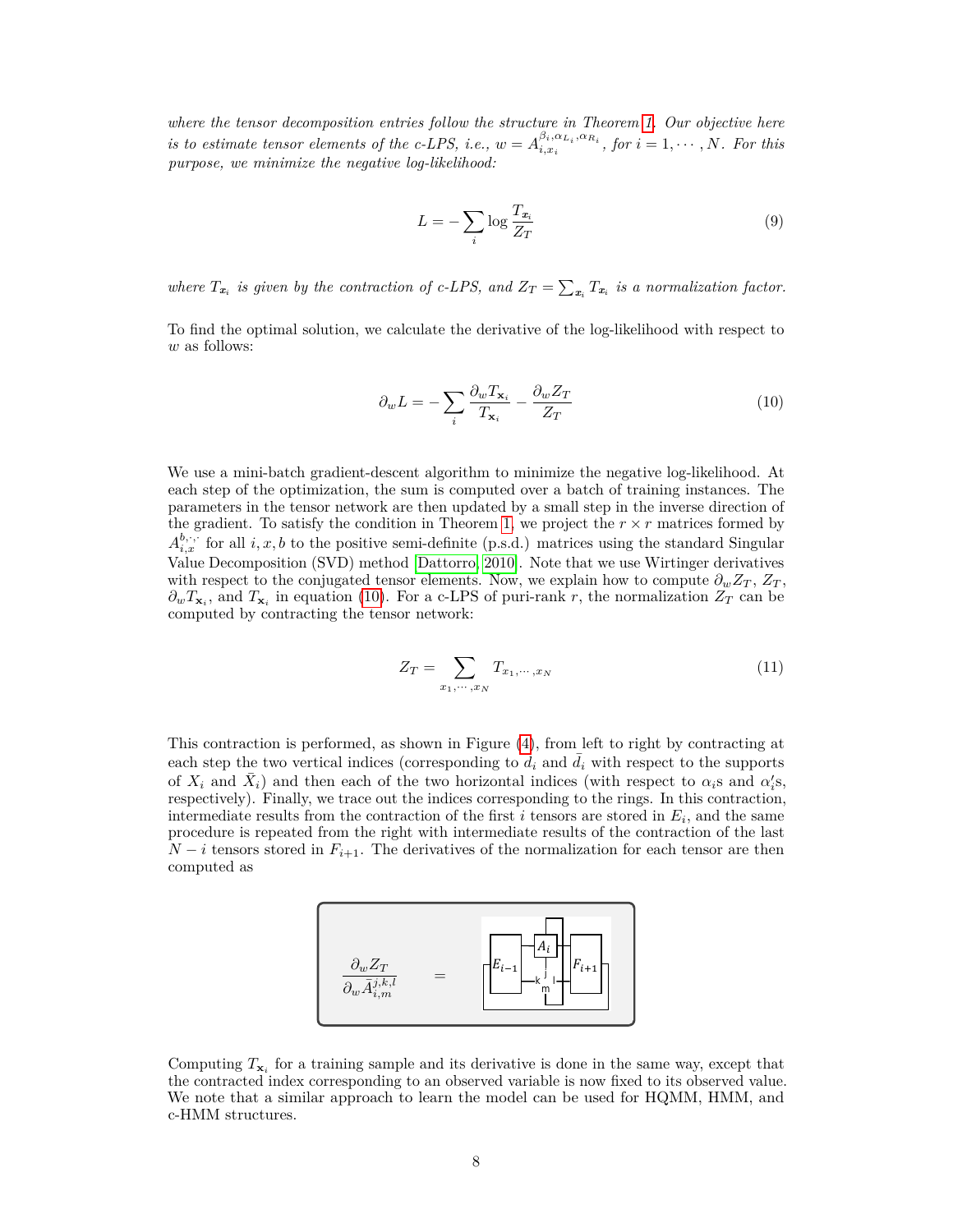*where the tensor decomposition entries follow the structure in Theorem 1. Our objective here is to estimate tensor elements of the c-LPS, i.e.,* $w = A_{i,x_i}^{\beta_i,\alpha_{L_i},\alpha_{R_i}}$, *for* $i = 1, \cdots, N$. *For this purpose, we minimize the negative log-likelihood:*

$$L = -\sum_i \log \frac{T_{\boldsymbol{x}_i}}{Z_T} \tag{9}$$

*where* $T_{\boldsymbol{x}_i}$ *is given by the contraction of c-LPS, and* $Z_T = \sum_{\boldsymbol{x}_i} T_{\boldsymbol{x}_i}$ *is a normalization factor.*

To find the optimal solution, we calculate the derivative of the log-likelihood with respect to $w$ as follows:

$$\partial_w L = -\sum_i \frac{\partial_w T_{\mathbf{x}_i}}{T_{\mathbf{x}_i}} - \frac{\partial_w Z_T}{Z_T} \tag{10}$$

We use a mini-batch gradient-descent algorithm to minimize the negative log-likelihood. At each step of the optimization, the sum is computed over a batch of training instances. The parameters in the tensor network are then updated by a small step in the inverse direction of the gradient. To satisfy the condition in Theorem 1, we project the $r \times r$ matrices formed by $A_{i,x}^{b,\cdot,\cdot}$ for all $i, x, b$ to the positive semi-definite (p.s.d.) matrices using the standard Singular Value Decomposition (SVD) method [Dattorro, 2010]. Note that we use Wirtinger derivatives with respect to the conjugated tensor elements. Now, we explain how to compute $\partial_w Z_T$, $Z_T$, $\partial_w T_{\mathbf{x}_i}$, and $T_{\mathbf{x}_i}$ in equation (10). For a c-LPS of puri-rank $r$, the normalization $Z_T$ can be computed by contracting the tensor network:

$$Z_T = \sum_{x_1, \cdots, x_N} T_{x_1, \cdots, x_N} \tag{11}$$

This contraction is performed, as shown in Figure (4), from left to right by contracting at each step the two vertical indices (corresponding to $d_i$ and $\bar{d}_i$ with respect to the supports of $X_i$ and $\bar{X}_i$) and then each of the two horizontal indices (with respect to $\alpha_i$s and $\alpha_i'$s, respectively). Finally, we trace out the indices corresponding to the rings. In this contraction, intermediate results from the contraction of the first $i$ tensors are stored in $E_i$, and the same procedure is repeated from the right with intermediate results of the contraction of the last $N - i$ tensors stored in $F_{i+1}$. The derivatives of the normalization for each tensor are then computed as

$$\frac{\partial_w Z_T}{\partial_w \bar{A}_{i,m}^{j,k,l}} = \quad [E_{i-1}]\,[A_i]\,[F_{i+1}] \text{ (indices } j, k, l, m\text{)}$$

Computing $T_{\mathbf{x}_i}$ for a training sample and its derivative is done in the same way, except that the contracted index corresponding to an observed variable is now fixed to its observed value. We note that a similar approach to learn the model can be used for HQMM, HMM, and c-HMM structures.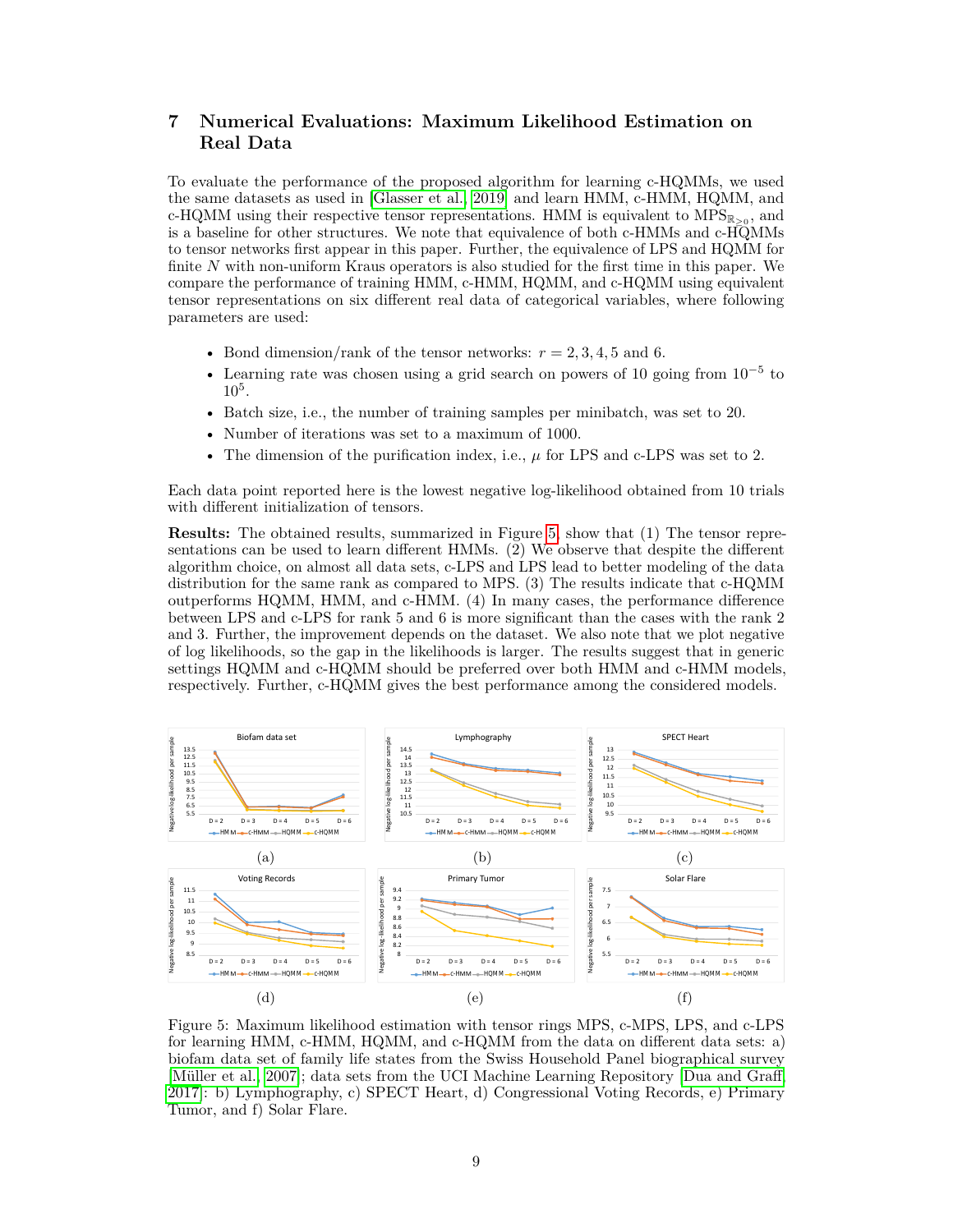## 7 Numerical Evaluations: Maximum Likelihood Estimation on Real Data

To evaluate the performance of the proposed algorithm for learning c-HQMMs, we used the same datasets as used in [Glasser et al., 2019] and learn HMM, c-HMM, HQMM, and c-HQMM using their respective tensor representations. HMM is equivalent to $\text{MPS}_{\mathbb{R}_{\geq 0}}$, and is a baseline for other structures. We note that equivalence of both c-HMMs and c-HQMMs to tensor networks first appear in this paper. Further, the equivalence of LPS and HQMM for finite $N$ with non-uniform Kraus operators is also studied for the first time in this paper. We compare the performance of training HMM, c-HMM, HQMM, and c-HQMM using equivalent tensor representations on six different real data of categorical variables, where following parameters are used:

- Bond dimension/rank of the tensor networks: $r = 2, 3, 4, 5$ and 6.
- Learning rate was chosen using a grid search on powers of 10 going from $10^{-5}$ to $10^{5}$.
- Batch size, i.e., the number of training samples per minibatch, was set to 20.
- Number of iterations was set to a maximum of 1000.
- The dimension of the purification index, i.e., $\mu$ for LPS and c-LPS was set to 2.

Each data point reported here is the lowest negative log-likelihood obtained from 10 trials with different initialization of tensors.

**Results:** The obtained results, summarized in Figure 5, show that (1) The tensor representations can be used to learn different HMMs. (2) We observe that despite the different algorithm choice, on almost all data sets, c-LPS and LPS lead to better modeling of the data distribution for the same rank as compared to MPS. (3) The results indicate that c-HQMM outperforms HQMM, HMM, and c-HMM. (4) In many cases, the performance difference between LPS and c-LPS for rank 5 and 6 is more significant than the cases with the rank 2 and 3. Further, the improvement depends on the dataset. We also note that we plot negative of log likelihoods, so the gap in the likelihoods is larger. The results suggest that in generic settings HQMM and c-HQMM should be preferred over both HMM and c-HMM models, respectively. Further, c-HQMM gives the best performance among the considered models.

(a) (b) (c)

(d) (e) (f)

Figure 5: Maximum likelihood estimation with tensor rings MPS, c-MPS, LPS, and c-LPS for learning HMM, c-HMM, HQMM, and c-HQMM from the data on different data sets: a) biofam data set of family life states from the Swiss Household Panel biographical survey [Müller et al., 2007]; data sets from the UCI Machine Learning Repository [Dua and Graff, 2017]: b) Lymphography, c) SPECT Heart, d) Congressional Voting Records, e) Primary Tumor, and f) Solar Flare.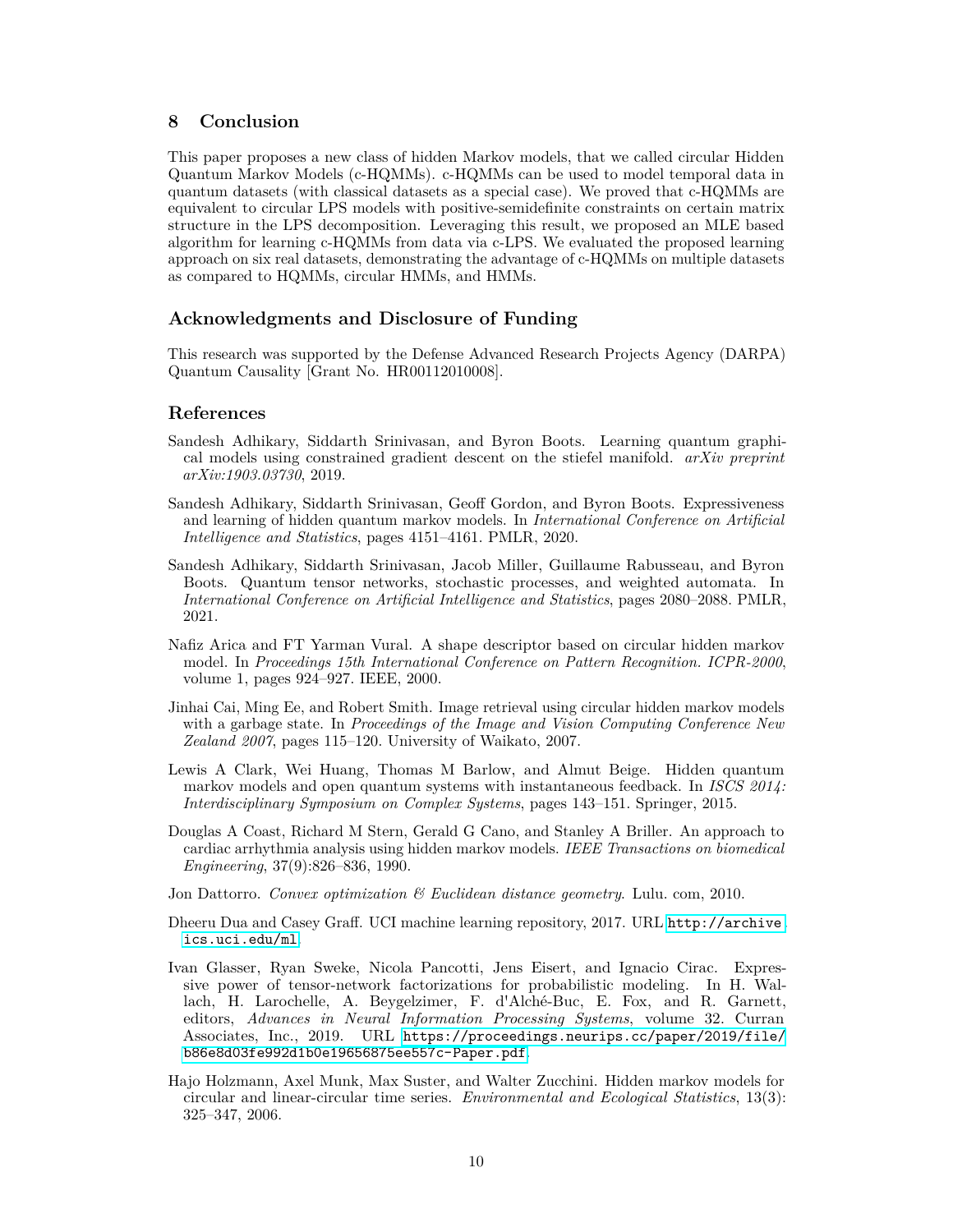## 8 Conclusion

This paper proposes a new class of hidden Markov models, that we called circular Hidden Quantum Markov Models (c-HQMMs). c-HQMMs can be used to model temporal data in quantum datasets (with classical datasets as a special case). We proved that c-HQMMs are equivalent to circular LPS models with positive-semidefinite constraints on certain matrix structure in the LPS decomposition. Leveraging this result, we proposed an MLE based algorithm for learning c-HQMMs from data via c-LPS. We evaluated the proposed learning approach on six real datasets, demonstrating the advantage of c-HQMMs on multiple datasets as compared to HQMMs, circular HMMs, and HMMs.

## Acknowledgments and Disclosure of Funding

This research was supported by the Defense Advanced Research Projects Agency (DARPA) Quantum Causality [Grant No. HR00112010008].

## References

Sandesh Adhikary, Siddarth Srinivasan, and Byron Boots. Learning quantum graphical models using constrained gradient descent on the stiefel manifold. *arXiv preprint arXiv:1903.03730*, 2019.

Sandesh Adhikary, Siddarth Srinivasan, Geoff Gordon, and Byron Boots. Expressiveness and learning of hidden quantum markov models. In *International Conference on Artificial Intelligence and Statistics*, pages 4151–4161. PMLR, 2020.

Sandesh Adhikary, Siddarth Srinivasan, Jacob Miller, Guillaume Rabusseau, and Byron Boots. Quantum tensor networks, stochastic processes, and weighted automata. In *International Conference on Artificial Intelligence and Statistics*, pages 2080–2088. PMLR, 2021.

Nafiz Arica and FT Yarman Vural. A shape descriptor based on circular hidden markov model. In *Proceedings 15th International Conference on Pattern Recognition. ICPR-2000*, volume 1, pages 924–927. IEEE, 2000.

Jinhai Cai, Ming Ee, and Robert Smith. Image retrieval using circular hidden markov models with a garbage state. In *Proceedings of the Image and Vision Computing Conference New Zealand 2007*, pages 115–120. University of Waikato, 2007.

Lewis A Clark, Wei Huang, Thomas M Barlow, and Almut Beige. Hidden quantum markov models and open quantum systems with instantaneous feedback. In *ISCS 2014: Interdisciplinary Symposium on Complex Systems*, pages 143–151. Springer, 2015.

Douglas A Coast, Richard M Stern, Gerald G Cano, and Stanley A Briller. An approach to cardiac arrhythmia analysis using hidden markov models. *IEEE Transactions on biomedical Engineering*, 37(9):826–836, 1990.

Jon Dattorro. *Convex optimization & Euclidean distance geometry*. Lulu. com, 2010.

Dheeru Dua and Casey Graff. UCI machine learning repository, 2017. URL http://archive.ics.uci.edu/ml.

Ivan Glasser, Ryan Sweke, Nicola Pancotti, Jens Eisert, and Ignacio Cirac. Expressive power of tensor-network factorizations for probabilistic modeling. In H. Wallach, H. Larochelle, A. Beygelzimer, F. d'Alché-Buc, E. Fox, and R. Garnett, editors, *Advances in Neural Information Processing Systems*, volume 32. Curran Associates, Inc., 2019. URL https://proceedings.neurips.cc/paper/2019/file/b86e8d03fe992d1b0e19656875ee557c-Paper.pdf.

Hajo Holzmann, Axel Munk, Max Suster, and Walter Zucchini. Hidden markov models for circular and linear-circular time series. *Environmental and Ecological Statistics*, 13(3): 325–347, 2006.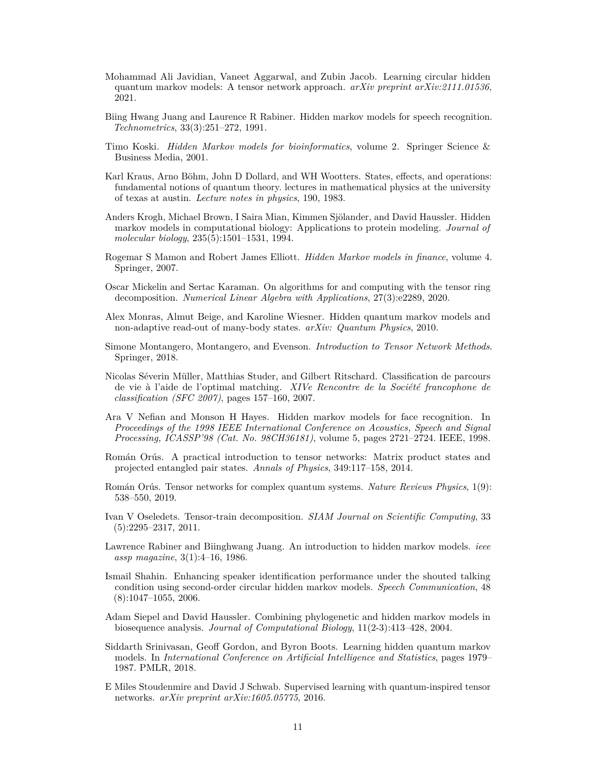Mohammad Ali Javidian, Vaneet Aggarwal, and Zubin Jacob. Learning circular hidden quantum markov models: A tensor network approach. *arXiv preprint arXiv:2111.01536*, 2021.

Biing Hwang Juang and Laurence R Rabiner. Hidden markov models for speech recognition. *Technometrics*, 33(3):251–272, 1991.

Timo Koski. *Hidden Markov models for bioinformatics*, volume 2. Springer Science & Business Media, 2001.

Karl Kraus, Arno Böhm, John D Dollard, and WH Wootters. States, effects, and operations: fundamental notions of quantum theory. lectures in mathematical physics at the university of texas at austin. *Lecture notes in physics*, 190, 1983.

Anders Krogh, Michael Brown, I Saira Mian, Kimmen Sjölander, and David Haussler. Hidden markov models in computational biology: Applications to protein modeling. *Journal of molecular biology*, 235(5):1501–1531, 1994.

Rogemar S Mamon and Robert James Elliott. *Hidden Markov models in finance*, volume 4. Springer, 2007.

Oscar Mickelin and Sertac Karaman. On algorithms for and computing with the tensor ring decomposition. *Numerical Linear Algebra with Applications*, 27(3):e2289, 2020.

Alex Monras, Almut Beige, and Karoline Wiesner. Hidden quantum markov models and non-adaptive read-out of many-body states. *arXiv: Quantum Physics*, 2010.

Simone Montangero, Montangero, and Evenson. *Introduction to Tensor Network Methods*. Springer, 2018.

Nicolas Séverin Müller, Matthias Studer, and Gilbert Ritschard. Classification de parcours de vie à l'aide de l'optimal matching. *XIVe Rencontre de la Société francophone de classification (SFC 2007)*, pages 157–160, 2007.

Ara V Nefian and Monson H Hayes. Hidden markov models for face recognition. In *Proceedings of the 1998 IEEE International Conference on Acoustics, Speech and Signal Processing, ICASSP'98 (Cat. No. 98CH36181)*, volume 5, pages 2721–2724. IEEE, 1998.

Román Orús. A practical introduction to tensor networks: Matrix product states and projected entangled pair states. *Annals of Physics*, 349:117–158, 2014.

Román Orús. Tensor networks for complex quantum systems. *Nature Reviews Physics*, 1(9): 538–550, 2019.

Ivan V Oseledets. Tensor-train decomposition. *SIAM Journal on Scientific Computing*, 33 (5):2295–2317, 2011.

Lawrence Rabiner and Biinghwang Juang. An introduction to hidden markov models. *ieee assp magazine*, 3(1):4–16, 1986.

Ismail Shahin. Enhancing speaker identification performance under the shouted talking condition using second-order circular hidden markov models. *Speech Communication*, 48 (8):1047–1055, 2006.

Adam Siepel and David Haussler. Combining phylogenetic and hidden markov models in biosequence analysis. *Journal of Computational Biology*, 11(2-3):413–428, 2004.

Siddarth Srinivasan, Geoff Gordon, and Byron Boots. Learning hidden quantum markov models. In *International Conference on Artificial Intelligence and Statistics*, pages 1979–1987. PMLR, 2018.

E Miles Stoudenmire and David J Schwab. Supervised learning with quantum-inspired tensor networks. *arXiv preprint arXiv:1605.05775*, 2016.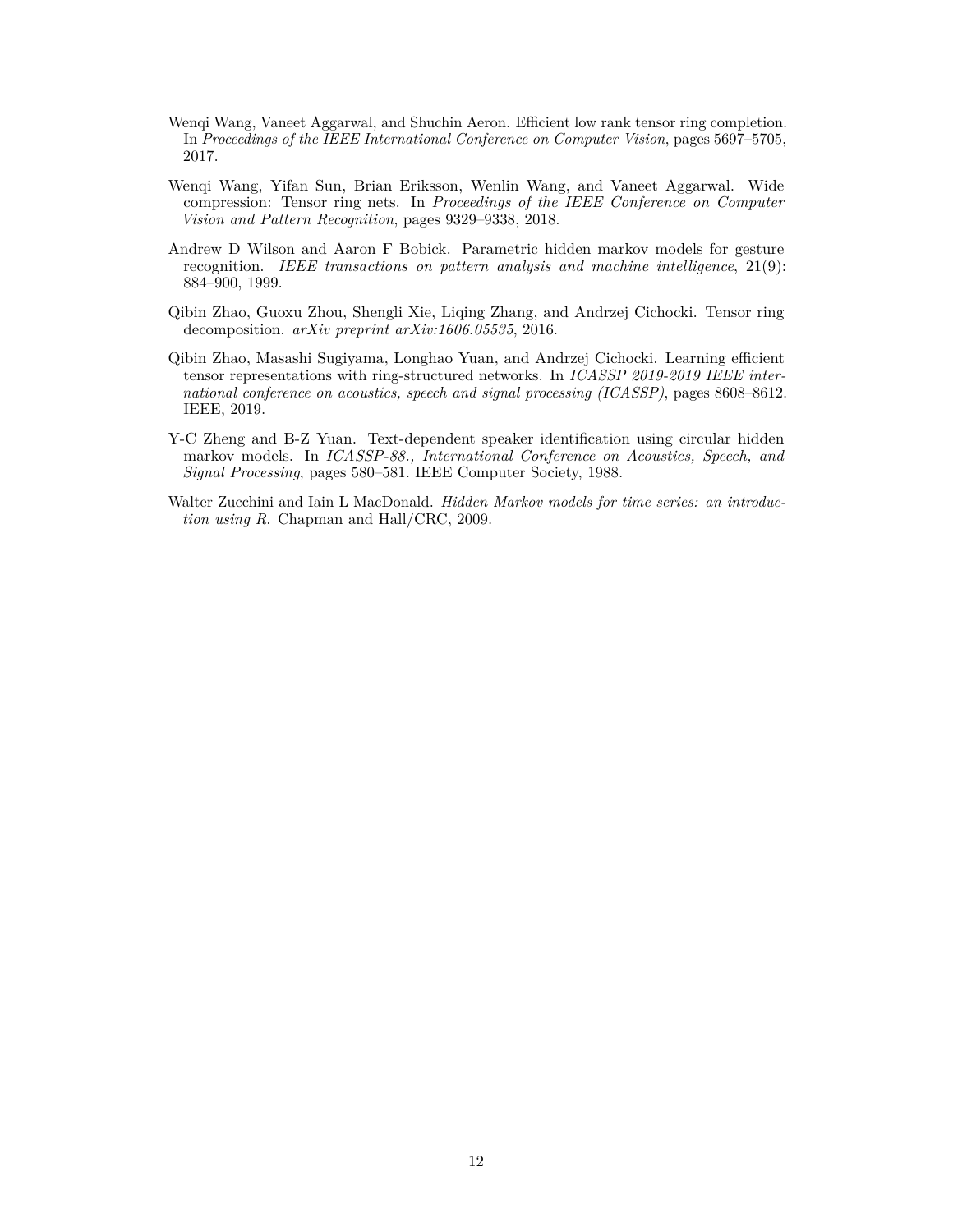Wenqi Wang, Vaneet Aggarwal, and Shuchin Aeron. Efficient low rank tensor ring completion. In *Proceedings of the IEEE International Conference on Computer Vision*, pages 5697–5705, 2017.

Wenqi Wang, Yifan Sun, Brian Eriksson, Wenlin Wang, and Vaneet Aggarwal. Wide compression: Tensor ring nets. In *Proceedings of the IEEE Conference on Computer Vision and Pattern Recognition*, pages 9329–9338, 2018.

Andrew D Wilson and Aaron F Bobick. Parametric hidden markov models for gesture recognition. *IEEE transactions on pattern analysis and machine intelligence*, 21(9): 884–900, 1999.

Qibin Zhao, Guoxu Zhou, Shengli Xie, Liqing Zhang, and Andrzej Cichocki. Tensor ring decomposition. *arXiv preprint arXiv:1606.05535*, 2016.

Qibin Zhao, Masashi Sugiyama, Longhao Yuan, and Andrzej Cichocki. Learning efficient tensor representations with ring-structured networks. In *ICASSP 2019-2019 IEEE international conference on acoustics, speech and signal processing (ICASSP)*, pages 8608–8612. IEEE, 2019.

Y-C Zheng and B-Z Yuan. Text-dependent speaker identification using circular hidden markov models. In *ICASSP-88., International Conference on Acoustics, Speech, and Signal Processing*, pages 580–581. IEEE Computer Society, 1988.

Walter Zucchini and Iain L MacDonald. *Hidden Markov models for time series: an introduction using R.* Chapman and Hall/CRC, 2009.